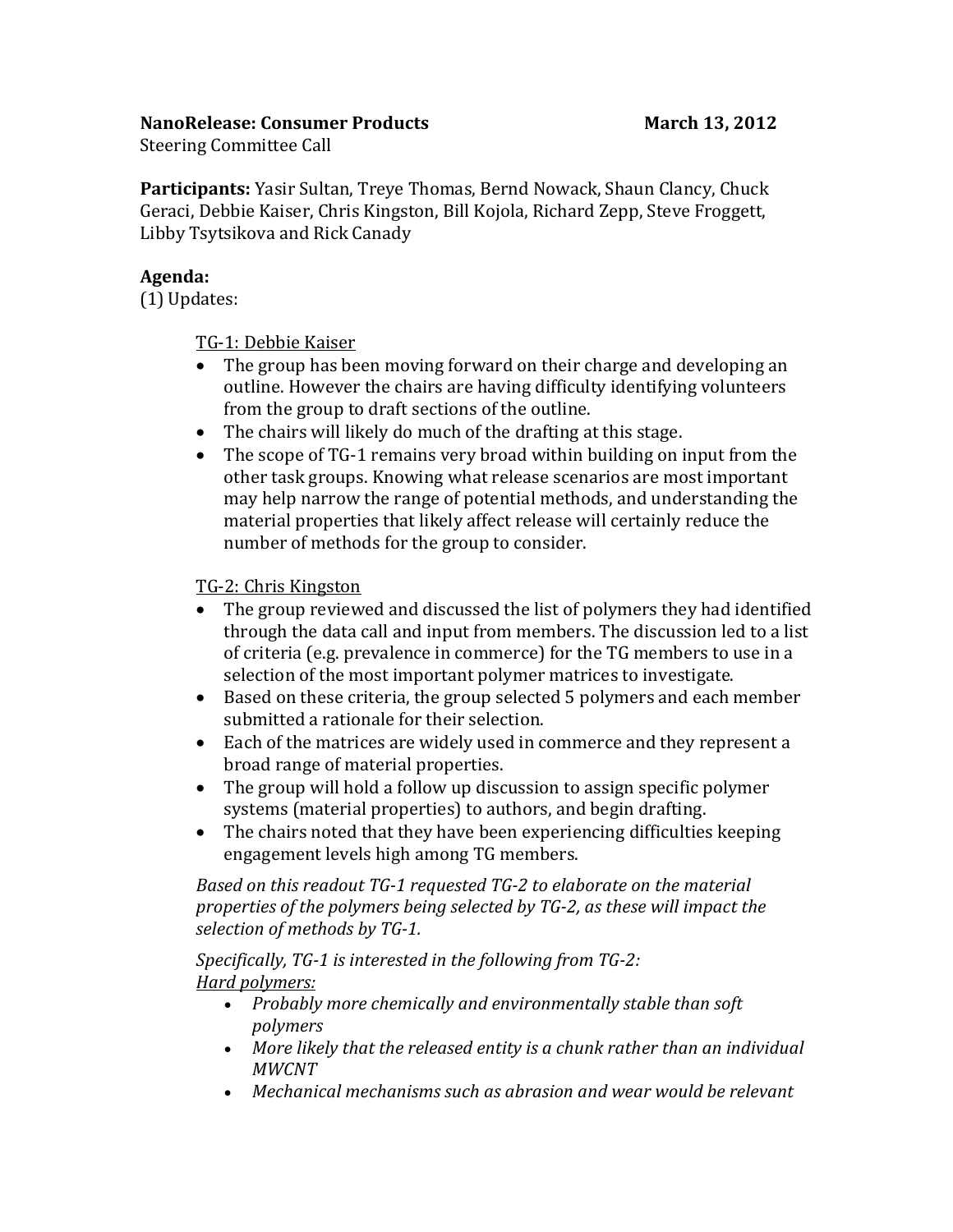**NanoRelease: Consumer Products** **March 13, 2012**

Steering Committee Call

**Participants:** Yasir Sultan, Treye Thomas, Bernd Nowack, Shaun Clancy, Chuck Geraci, Debbie Kaiser, Chris Kingston, Bill Kojola, Richard Zepp, Steve Froggett, Libby Tsytsikova and Rick Canady

**Agenda:**

(1) Updates:

TG-1: Debbie Kaiser

- The group has been moving forward on their charge and developing an outline. However the chairs are having difficulty identifying volunteers from the group to draft sections of the outline.
- The chairs will likely do much of the drafting at this stage.
- The scope of TG-1 remains very broad within building on input from the other task groups. Knowing what release scenarios are most important may help narrow the range of potential methods, and understanding the material properties that likely affect release will certainly reduce the number of methods for the group to consider.

TG-2: Chris Kingston

- The group reviewed and discussed the list of polymers they had identified through the data call and input from members. The discussion led to a list of criteria (e.g. prevalence in commerce) for the TG members to use in a selection of the most important polymer matrices to investigate.
- Based on these criteria, the group selected 5 polymers and each member submitted a rationale for their selection.
- Each of the matrices are widely used in commerce and they represent a broad range of material properties.
- The group will hold a follow up discussion to assign specific polymer systems (material properties) to authors, and begin drafting.
- The chairs noted that they have been experiencing difficulties keeping engagement levels high among TG members.

*Based on this readout TG-1 requested TG-2 to elaborate on the material properties of the polymers being selected by TG-2, as these will impact the selection of methods by TG-1.*

*Specifically, TG-1 is interested in the following from TG-2:*

*Hard polymers:*

- *Probably more chemically and environmentally stable than soft polymers*
- *More likely that the released entity is a chunk rather than an individual MWCNT*
- *Mechanical mechanisms such as abrasion and wear would be relevant*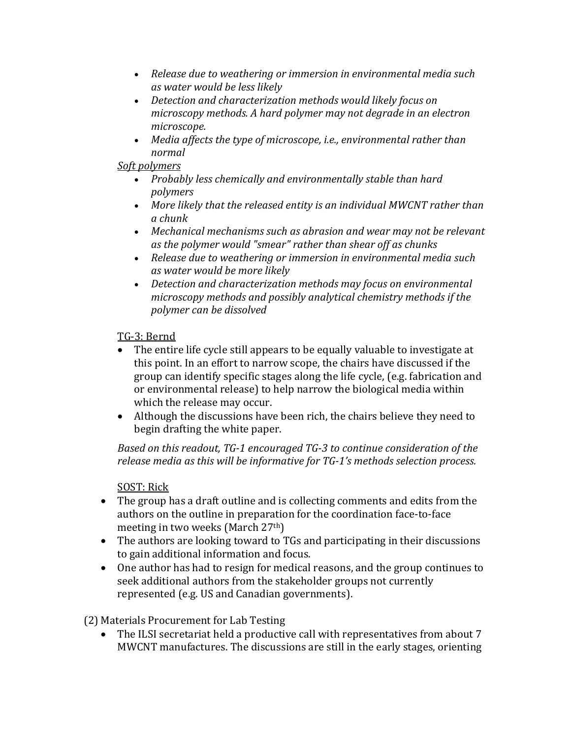- *Release due to weathering or immersion in environmental media such as water would be less likely*
- *Detection and characterization methods would likely focus on microscopy methods. A hard polymer may not degrade in an electron microscope.*
- *Media affects the type of microscope, i.e., environmental rather than normal*

<u>*Soft polymers*</u>

- *Probably less chemically and environmentally stable than hard polymers*
- *More likely that the released entity is an individual MWCNT rather than a chunk*
- *Mechanical mechanisms such as abrasion and wear may not be relevant as the polymer would "smear" rather than shear off as chunks*
- *Release due to weathering or immersion in environmental media such as water would be more likely*
- *Detection and characterization methods may focus on environmental microscopy methods and possibly analytical chemistry methods if the polymer can be dissolved*

<u>TG-3: Bernd</u>

- The entire life cycle still appears to be equally valuable to investigate at this point. In an effort to narrow scope, the chairs have discussed if the group can identify specific stages along the life cycle, (e.g. fabrication and or environmental release) to help narrow the biological media within which the release may occur.
- Although the discussions have been rich, the chairs believe they need to begin drafting the white paper.

*Based on this readout, TG-1 encouraged TG-3 to continue consideration of the release media as this will be informative for TG-1's methods selection process.*

<u>SOST: Rick</u>

- The group has a draft outline and is collecting comments and edits from the authors on the outline in preparation for the coordination face-to-face meeting in two weeks (March 27th)
- The authors are looking toward to TGs and participating in their discussions to gain additional information and focus.
- One author has had to resign for medical reasons, and the group continues to seek additional authors from the stakeholder groups not currently represented (e.g. US and Canadian governments).

(2) Materials Procurement for Lab Testing

- The ILSI secretariat held a productive call with representatives from about 7 MWCNT manufactures. The discussions are still in the early stages, orienting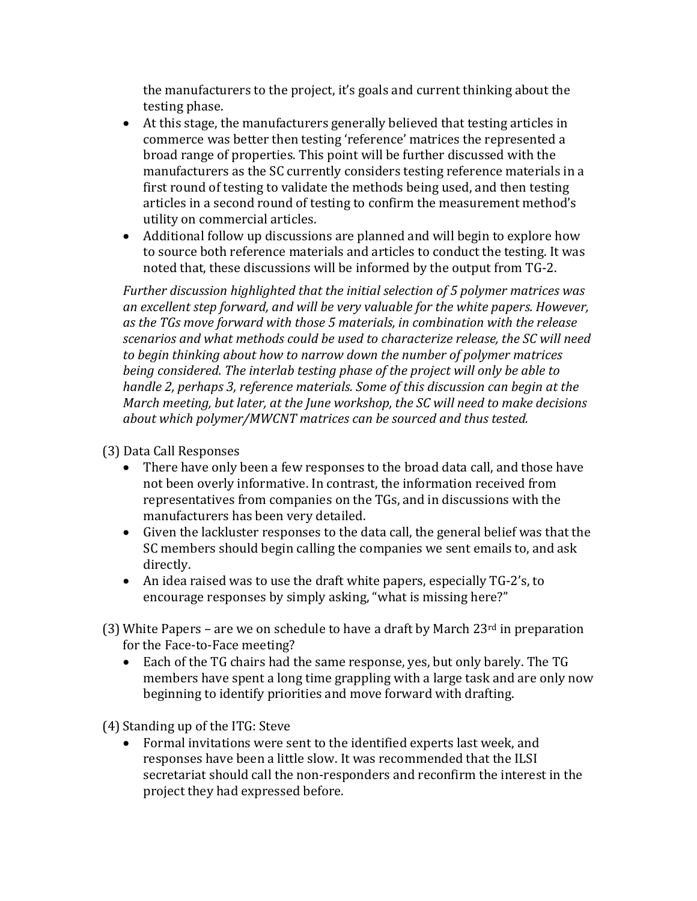the manufacturers to the project, it's goals and current thinking about the testing phase.

- At this stage, the manufacturers generally believed that testing articles in commerce was better then testing 'reference' matrices the represented a broad range of properties. This point will be further discussed with the manufacturers as the SC currently considers testing reference materials in a first round of testing to validate the methods being used, and then testing articles in a second round of testing to confirm the measurement method's utility on commercial articles.
- Additional follow up discussions are planned and will begin to explore how to source both reference materials and articles to conduct the testing. It was noted that, these discussions will be informed by the output from TG-2.

*Further discussion highlighted that the initial selection of 5 polymer matrices was an excellent step forward, and will be very valuable for the white papers. However, as the TGs move forward with those 5 materials, in combination with the release scenarios and what methods could be used to characterize release, the SC will need to begin thinking about how to narrow down the number of polymer matrices being considered. The interlab testing phase of the project will only be able to handle 2, perhaps 3, reference materials. Some of this discussion can begin at the March meeting, but later, at the June workshop, the SC will need to make decisions about which polymer/MWCNT matrices can be sourced and thus tested.*

(3) Data Call Responses

- There have only been a few responses to the broad data call, and those have not been overly informative. In contrast, the information received from representatives from companies on the TGs, and in discussions with the manufacturers has been very detailed.
- Given the lackluster responses to the data call, the general belief was that the SC members should begin calling the companies we sent emails to, and ask directly.
- An idea raised was to use the draft white papers, especially TG-2's, to encourage responses by simply asking, "what is missing here?"

(3) White Papers – are we on schedule to have a draft by March 23rd in preparation for the Face-to-Face meeting?

- Each of the TG chairs had the same response, yes, but only barely. The TG members have spent a long time grappling with a large task and are only now beginning to identify priorities and move forward with drafting.

(4) Standing up of the ITG: Steve

- Formal invitations were sent to the identified experts last week, and responses have been a little slow. It was recommended that the ILSI secretariat should call the non-responders and reconfirm the interest in the project they had expressed before.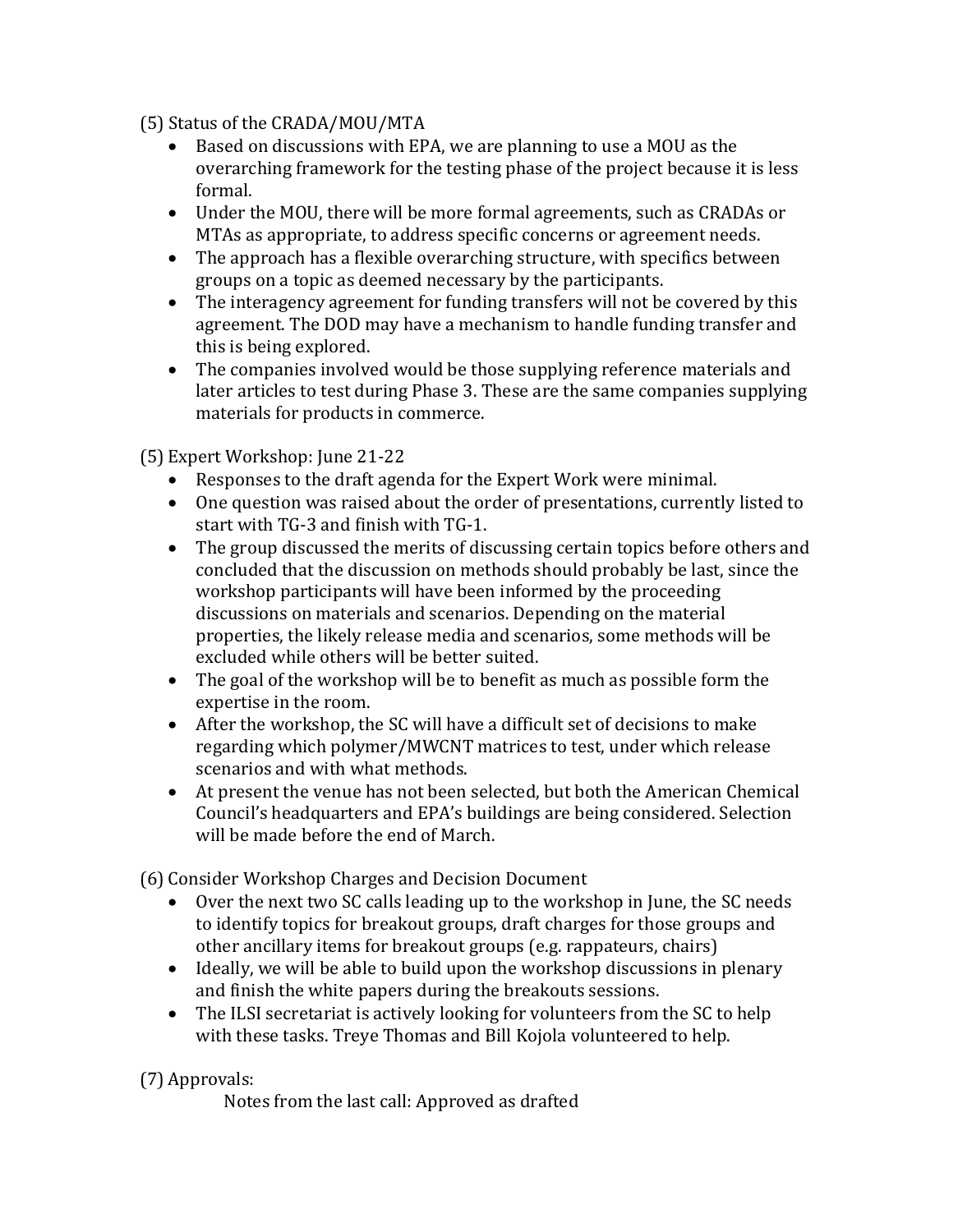(5) Status of the CRADA/MOU/MTA

- Based on discussions with EPA, we are planning to use a MOU as the overarching framework for the testing phase of the project because it is less formal.
- Under the MOU, there will be more formal agreements, such as CRADAs or MTAs as appropriate, to address specific concerns or agreement needs.
- The approach has a flexible overarching structure, with specifics between groups on a topic as deemed necessary by the participants.
- The interagency agreement for funding transfers will not be covered by this agreement. The DOD may have a mechanism to handle funding transfer and this is being explored.
- The companies involved would be those supplying reference materials and later articles to test during Phase 3. These are the same companies supplying materials for products in commerce.

(5) Expert Workshop: June 21-22

- Responses to the draft agenda for the Expert Work were minimal.
- One question was raised about the order of presentations, currently listed to start with TG-3 and finish with TG-1.
- The group discussed the merits of discussing certain topics before others and concluded that the discussion on methods should probably be last, since the workshop participants will have been informed by the proceeding discussions on materials and scenarios. Depending on the material properties, the likely release media and scenarios, some methods will be excluded while others will be better suited.
- The goal of the workshop will be to benefit as much as possible form the expertise in the room.
- After the workshop, the SC will have a difficult set of decisions to make regarding which polymer/MWCNT matrices to test, under which release scenarios and with what methods.
- At present the venue has not been selected, but both the American Chemical Council's headquarters and EPA's buildings are being considered. Selection will be made before the end of March.

(6) Consider Workshop Charges and Decision Document

- Over the next two SC calls leading up to the workshop in June, the SC needs to identify topics for breakout groups, draft charges for those groups and other ancillary items for breakout groups (e.g. rappateurs, chairs)
- Ideally, we will be able to build upon the workshop discussions in plenary and finish the white papers during the breakouts sessions.
- The ILSI secretariat is actively looking for volunteers from the SC to help with these tasks. Treye Thomas and Bill Kojola volunteered to help.

(7) Approvals:

Notes from the last call: Approved as drafted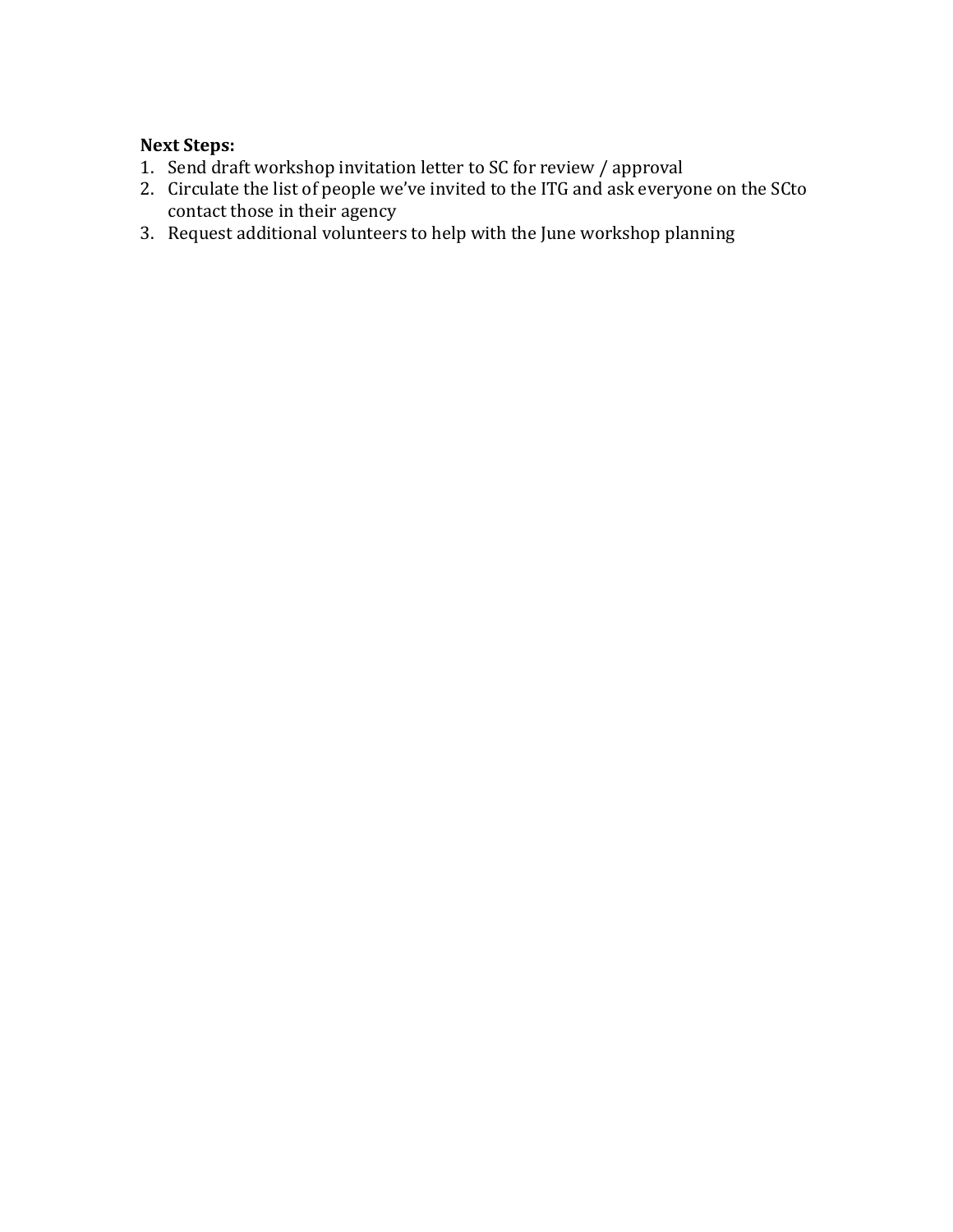**Next Steps:**

1. Send draft workshop invitation letter to SC for review / approval
2. Circulate the list of people we've invited to the ITG and ask everyone on the SCto contact those in their agency
3. Request additional volunteers to help with the June workshop planning